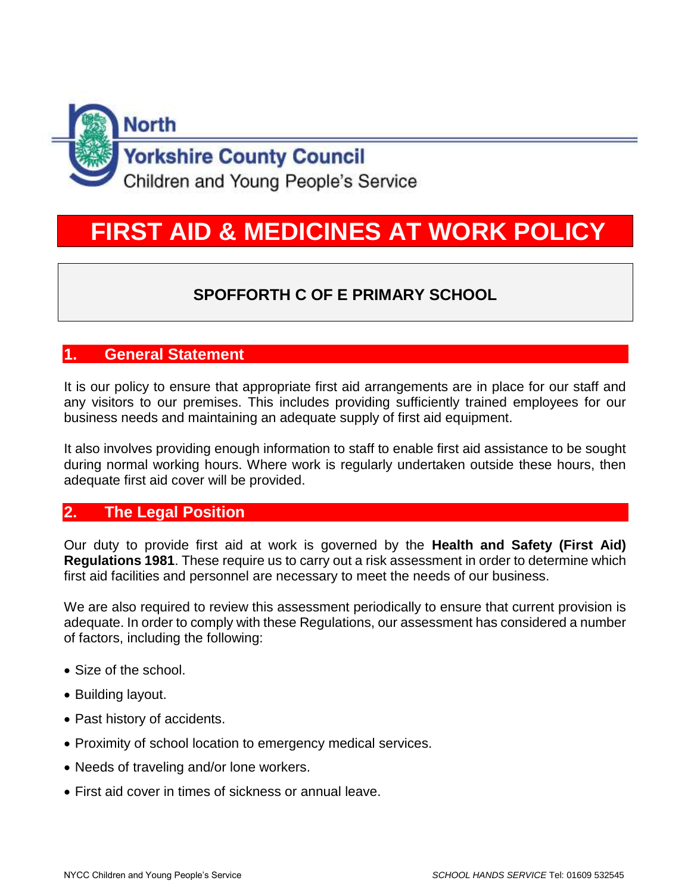North Yorkshire County Council
Children and Young People's Service

# FIRST AID & MEDICINES AT WORK POLICY

## SPOFFORTH C OF E PRIMARY SCHOOL

## 1. General Statement

It is our policy to ensure that appropriate first aid arrangements are in place for our staff and any visitors to our premises. This includes providing sufficiently trained employees for our business needs and maintaining an adequate supply of first aid equipment.

It also involves providing enough information to staff to enable first aid assistance to be sought during normal working hours. Where work is regularly undertaken outside these hours, then adequate first aid cover will be provided.

## 2. The Legal Position

Our duty to provide first aid at work is governed by the **Health and Safety (First Aid) Regulations 1981**. These require us to carry out a risk assessment in order to determine which first aid facilities and personnel are necessary to meet the needs of our business.

We are also required to review this assessment periodically to ensure that current provision is adequate. In order to comply with these Regulations, our assessment has considered a number of factors, including the following:

- Size of the school.
- Building layout.
- Past history of accidents.
- Proximity of school location to emergency medical services.
- Needs of traveling and/or lone workers.
- First aid cover in times of sickness or annual leave.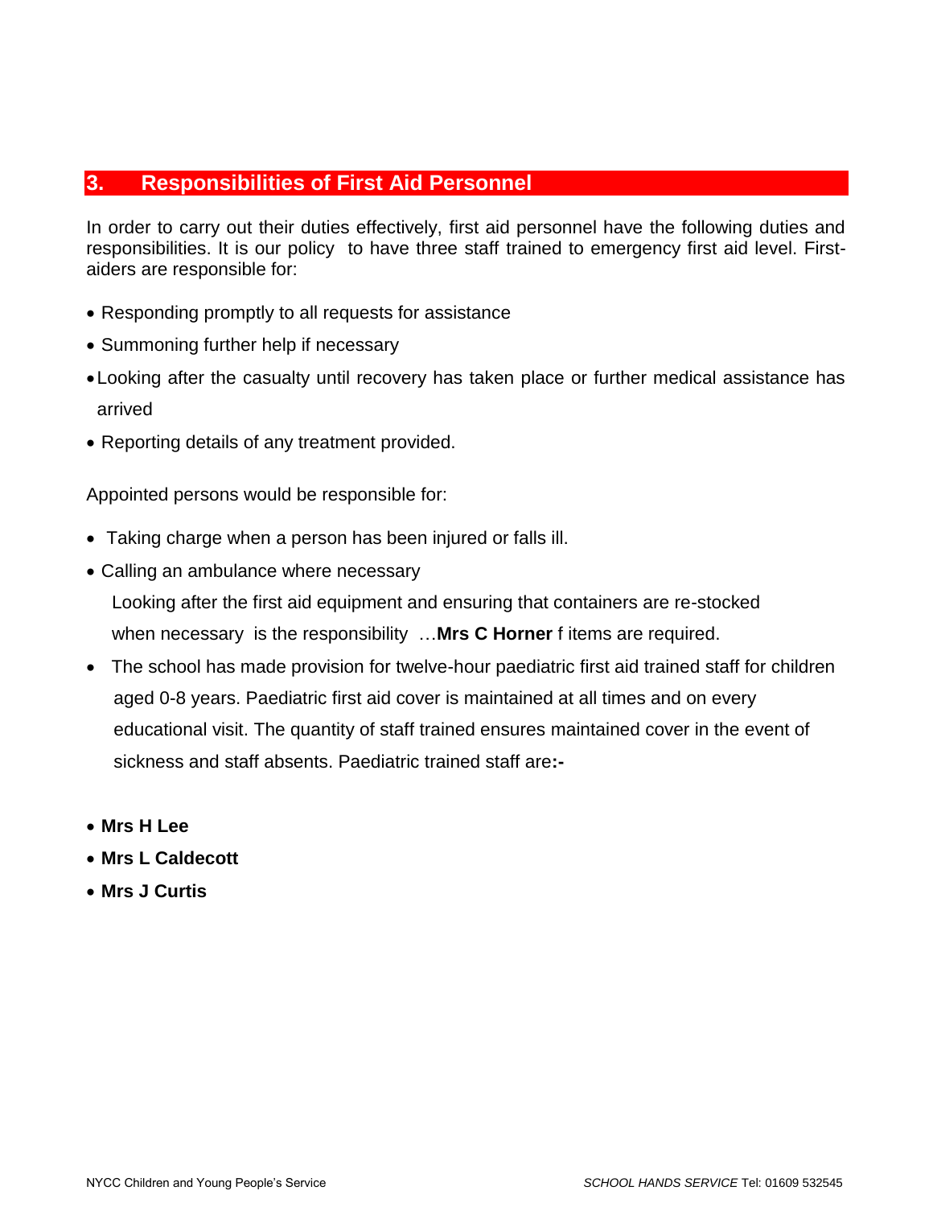## 3. Responsibilities of First Aid Personnel

In order to carry out their duties effectively, first aid personnel have the following duties and responsibilities. It is our policy to have three staff trained to emergency first aid level. First-aiders are responsible for:

- Responding promptly to all requests for assistance
- Summoning further help if necessary
- Looking after the casualty until recovery has taken place or further medical assistance has arrived
- Reporting details of any treatment provided.

Appointed persons would be responsible for:

- Taking charge when a person has been injured or falls ill.
- Calling an ambulance where necessary

  Looking after the first aid equipment and ensuring that containers are re-stocked when necessary is the responsibility …**Mrs C Horner** f items are required.

- The school has made provision for twelve-hour paediatric first aid trained staff for children aged 0-8 years. Paediatric first aid cover is maintained at all times and on every educational visit. The quantity of staff trained ensures maintained cover in the event of sickness and staff absents. Paediatric trained staff are**:-**

- **Mrs H Lee**
- **Mrs L Caldecott**
- **Mrs J Curtis**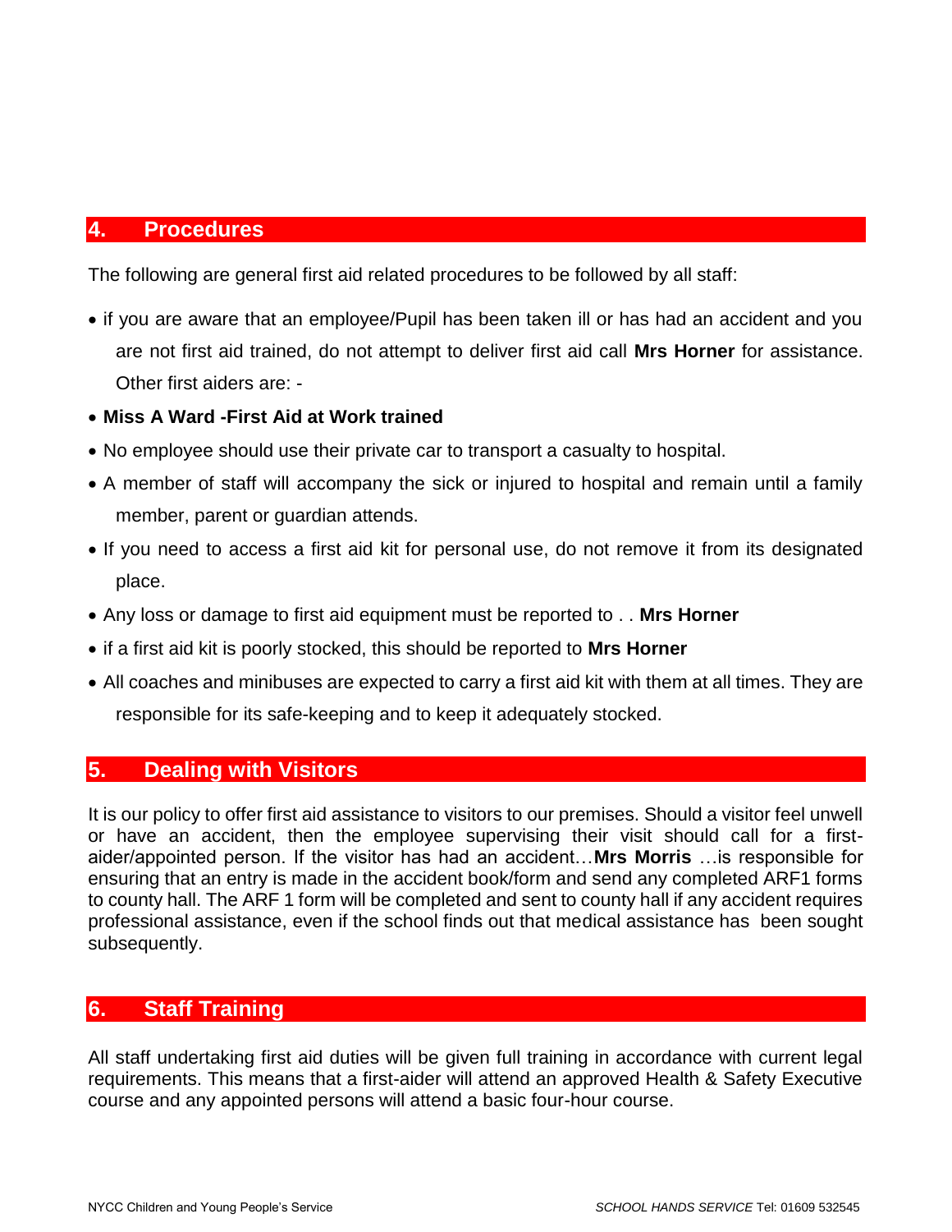## 4. Procedures

The following are general first aid related procedures to be followed by all staff:

- if you are aware that an employee/Pupil has been taken ill or has had an accident and you are not first aid trained, do not attempt to deliver first aid call **Mrs Horner** for assistance. Other first aiders are: -
- **Miss A Ward -First Aid at Work trained**
- No employee should use their private car to transport a casualty to hospital.
- A member of staff will accompany the sick or injured to hospital and remain until a family member, parent or guardian attends.
- If you need to access a first aid kit for personal use, do not remove it from its designated place.
- Any loss or damage to first aid equipment must be reported to . . **Mrs Horner**
- if a first aid kit is poorly stocked, this should be reported to **Mrs Horner**
- All coaches and minibuses are expected to carry a first aid kit with them at all times. They are responsible for its safe-keeping and to keep it adequately stocked.

## 5. Dealing with Visitors

It is our policy to offer first aid assistance to visitors to our premises. Should a visitor feel unwell or have an accident, then the employee supervising their visit should call for a first-aider/appointed person. If the visitor has had an accident…**Mrs Morris** …is responsible for ensuring that an entry is made in the accident book/form and send any completed ARF1 forms to county hall. The ARF 1 form will be completed and sent to county hall if any accident requires professional assistance, even if the school finds out that medical assistance has been sought subsequently.

## 6. Staff Training

All staff undertaking first aid duties will be given full training in accordance with current legal requirements. This means that a first-aider will attend an approved Health & Safety Executive course and any appointed persons will attend a basic four-hour course.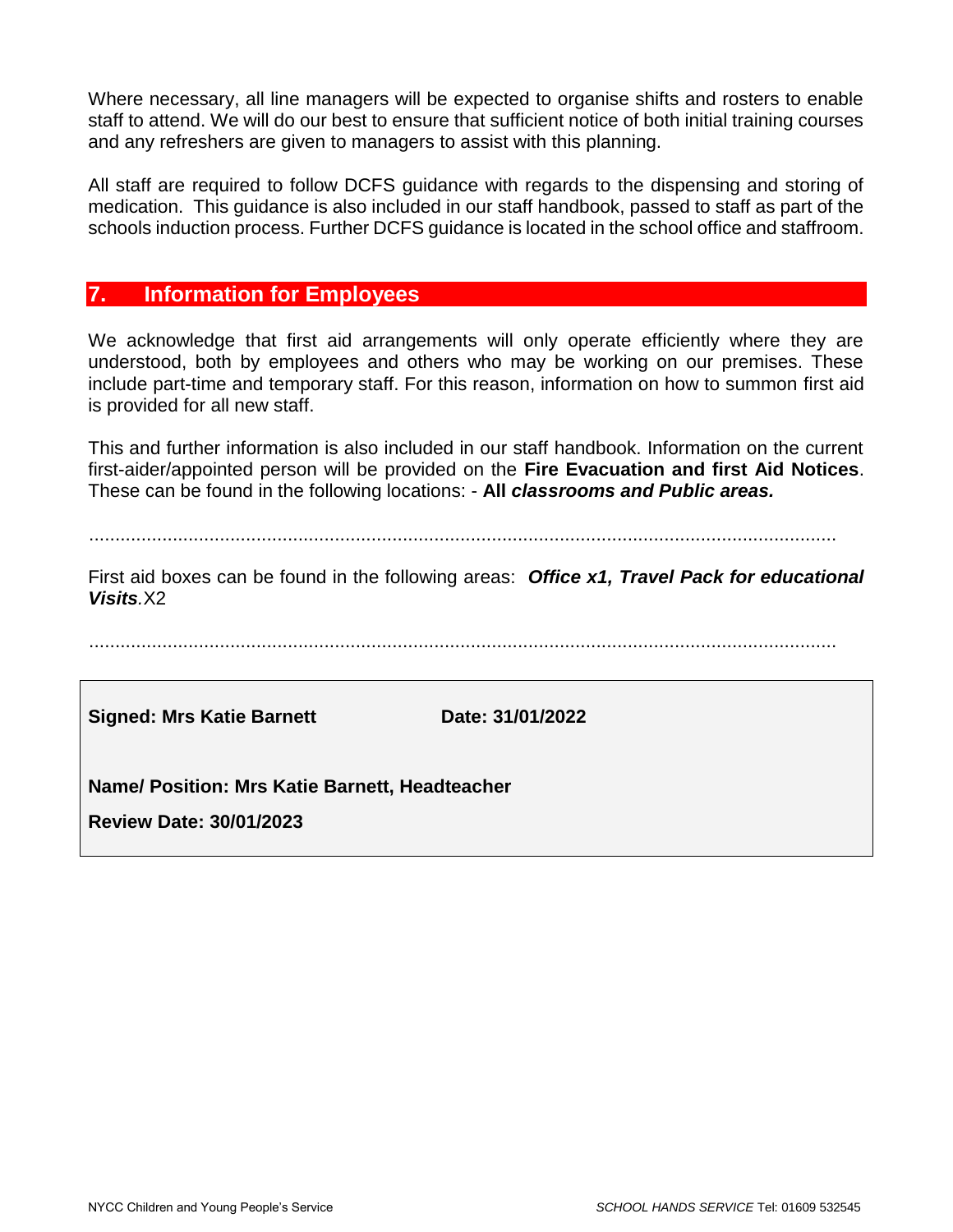Where necessary, all line managers will be expected to organise shifts and rosters to enable staff to attend. We will do our best to ensure that sufficient notice of both initial training courses and any refreshers are given to managers to assist with this planning.

All staff are required to follow DCFS guidance with regards to the dispensing and storing of medication. This guidance is also included in our staff handbook, passed to staff as part of the schools induction process. Further DCFS guidance is located in the school office and staffroom.

## 7. Information for Employees

We acknowledge that first aid arrangements will only operate efficiently where they are understood, both by employees and others who may be working on our premises. These include part-time and temporary staff. For this reason, information on how to summon first aid is provided for all new staff.

This and further information is also included in our staff handbook. Information on the current first-aider/appointed person will be provided on the **Fire Evacuation and first Aid Notices**. These can be found in the following locations: - **All *classrooms and Public areas.***

...........................................................................................................................................

First aid boxes can be found in the following areas: ***Office x1, Travel Pack for educational Visits***.X2

...........................................................................................................................................

**Signed: Mrs Katie Barnett** **Date: 31/01/2022**

**Name/ Position: Mrs Katie Barnett, Headteacher**

**Review Date: 30/01/2023**